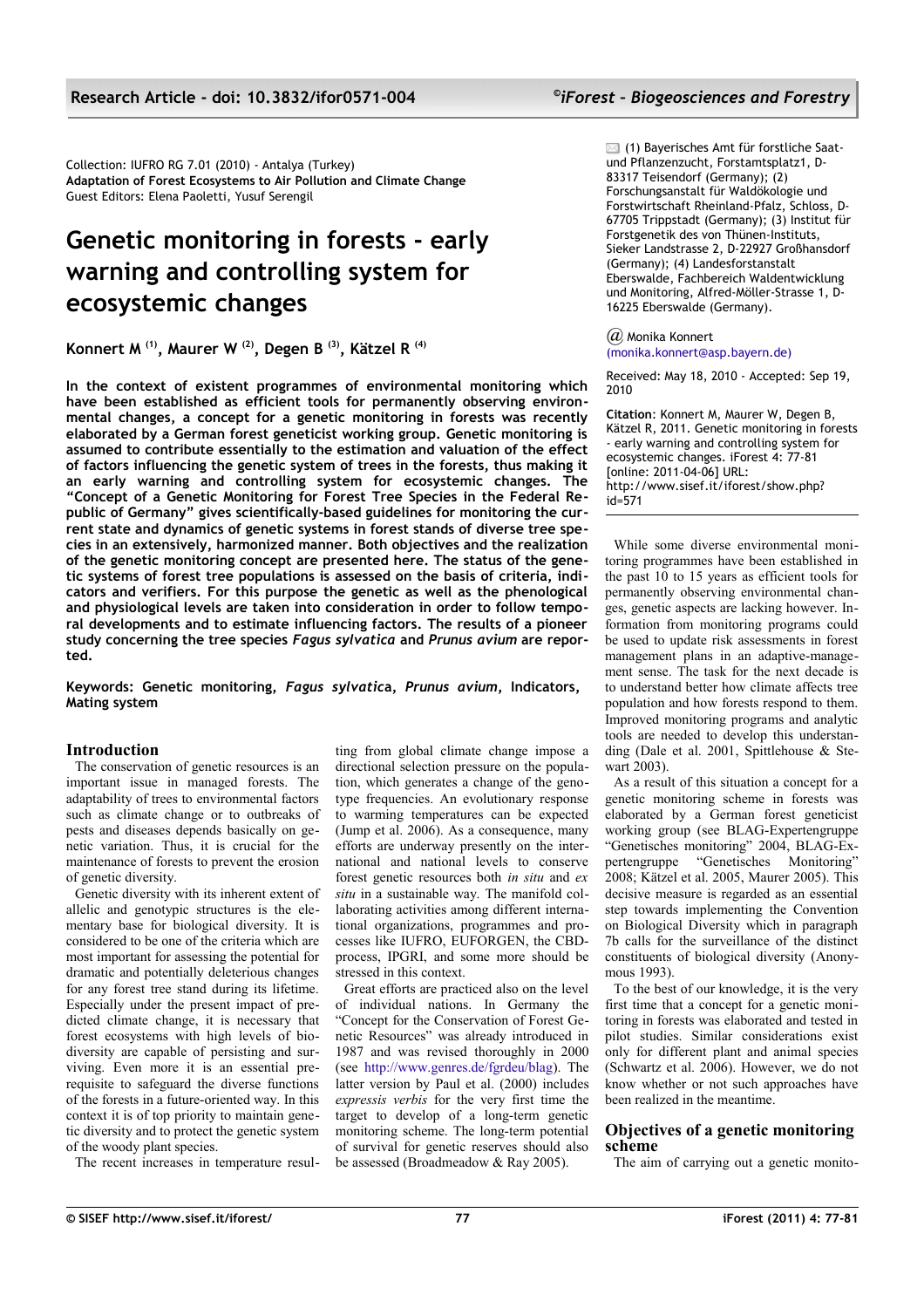Collection: IUFRO RG 7.01 (2010) - Antalya (Turkey)
**Adaptation of Forest Ecosystems to Air Pollution and Climate Change**
Guest Editors: Elena Paoletti, Yusuf Serengil

# Genetic monitoring in forests - early warning and controlling system for ecosystemic changes

**Konnert M [(1)], Maurer W [(2)], Degen B [(3)], Kätzel R [(4)]**

**In the context of existent programmes of environmental monitoring which have been established as efficient tools for permanently observing environmental changes, a concept for a genetic monitoring in forests was recently elaborated by a German forest geneticist working group. Genetic monitoring is assumed to contribute essentially to the estimation and valuation of the effect of factors influencing the genetic system of trees in the forests, thus making it an early warning and controlling system for ecosystemic changes. The "Concept of a Genetic Monitoring for Forest Tree Species in the Federal Republic of Germany" gives scientifically-based guidelines for monitoring the current state and dynamics of genetic systems in forest stands of diverse tree species in an extensively, harmonized manner. Both objectives and the realization of the genetic monitoring concept are presented here. The status of the genetic systems of forest tree populations is assessed on the basis of criteria, indicators and verifiers. For this purpose the genetic as well as the phenological and physiological levels are taken into consideration in order to follow temporal developments and to estimate influencing factors. The results of a pioneer study concerning the tree species *Fagus sylvatica* and *Prunus avium* are reported.**

**Keywords: Genetic monitoring, *Fagus sylvatica*, *Prunus avium*, Indicators, Mating system**

(1) Bayerisches Amt für forstliche Saat- und Pflanzenzucht, Forstamtsplatz1, D-83317 Teisendorf (Germany); (2) Forschungsanstalt für Waldökologie und Forstwirtschaft Rheinland-Pfalz, Schloss, D-67705 Trippstadt (Germany); (3) Institut für Forstgenetik des von Thünen-Instituts, Sieker Landstrasse 2, D-22927 Großhansdorf (Germany); (4) Landesforstanstalt Eberswalde, Fachbereich Waldentwicklung und Monitoring, Alfred-Möller-Strasse 1, D-16225 Eberswalde (Germany).

@ Monika Konnert (monika.konnert@asp.bayern.de)

Received: May 18, 2010 - Accepted: Sep 19, 2010

**Citation**: Konnert M, Maurer W, Degen B, Kätzel R, 2011. Genetic monitoring in forests - early warning and controlling system for ecosystemic changes. iForest 4: 77-81 [online: 2011-04-06] URL: http://www.sisef.it/iforest/show.php?id=571

## Introduction

The conservation of genetic resources is an important issue in managed forests. The adaptability of trees to environmental factors such as climate change or to outbreaks of pests and diseases depends basically on genetic variation. Thus, it is crucial for the maintenance of forests to prevent the erosion of genetic diversity.

Genetic diversity with its inherent extent of allelic and genotypic structures is the elementary base for biological diversity. It is considered to be one of the criteria which are most important for assessing the potential for dramatic and potentially deleterious changes for any forest tree stand during its lifetime. Especially under the present impact of predicted climate change, it is necessary that forest ecosystems with high levels of biodiversity are capable of persisting and surviving. Even more it is an essential prerequisite to safeguard the diverse functions of the forests in a future-oriented way. In this context it is of top priority to maintain genetic diversity and to protect the genetic system of the woody plant species.

The recent increases in temperature resulting from global climate change impose a directional selection pressure on the population, which generates a change of the genotype frequencies. An evolutionary response to warming temperatures can be expected (Jump et al. 2006). As a consequence, many efforts are underway presently on the international and national levels to conserve forest genetic resources both *in situ* and *ex situ* in a sustainable way. The manifold collaborating activities among different international organizations, programmes and processes like IUFRO, EUFORGEN, the CBD-process, IPGRI, and some more should be stressed in this context.

Great efforts are practiced also on the level of individual nations. In Germany the "Concept for the Conservation of Forest Genetic Resources" was already introduced in 1987 and was revised thoroughly in 2000 (see http://www.genres.de/fgrdeu/blag). The latter version by Paul et al. (2000) includes *expressis verbis* for the very first time the target to develop of a long-term genetic monitoring scheme. The long-term potential of survival for genetic reserves should also be assessed (Broadmeadow & Ray 2005).

While some diverse environmental monitoring programmes have been established in the past 10 to 15 years as efficient tools for permanently observing environmental changes, genetic aspects are lacking however. Information from monitoring programs could be used to update risk assessments in forest management plans in an adaptive-management sense. The task for the next decade is to understand better how climate affects tree population and how forests respond to them. Improved monitoring programs and analytic tools are needed to develop this understanding (Dale et al. 2001, Spittlehouse & Stewart 2003).

As a result of this situation a concept for a genetic monitoring scheme in forests was elaborated by a German forest geneticist working group (see BLAG-Expertengruppe "Genetisches monitoring" 2004, BLAG-Expertengruppe "Genetisches Monitoring" 2008; Kätzel et al. 2005, Maurer 2005). This decisive measure is regarded as an essential step towards implementing the Convention on Biological Diversity which in paragraph 7b calls for the surveillance of the distinct constituents of biological diversity (Anonymous 1993).

To the best of our knowledge, it is the very first time that a concept for a genetic monitoring in forests was elaborated and tested in pilot studies. Similar considerations exist only for different plant and animal species (Schwartz et al. 2006). However, we do not know whether or not such approaches have been realized in the meantime.

## Objectives of a genetic monitoring scheme

The aim of carrying out a genetic monito-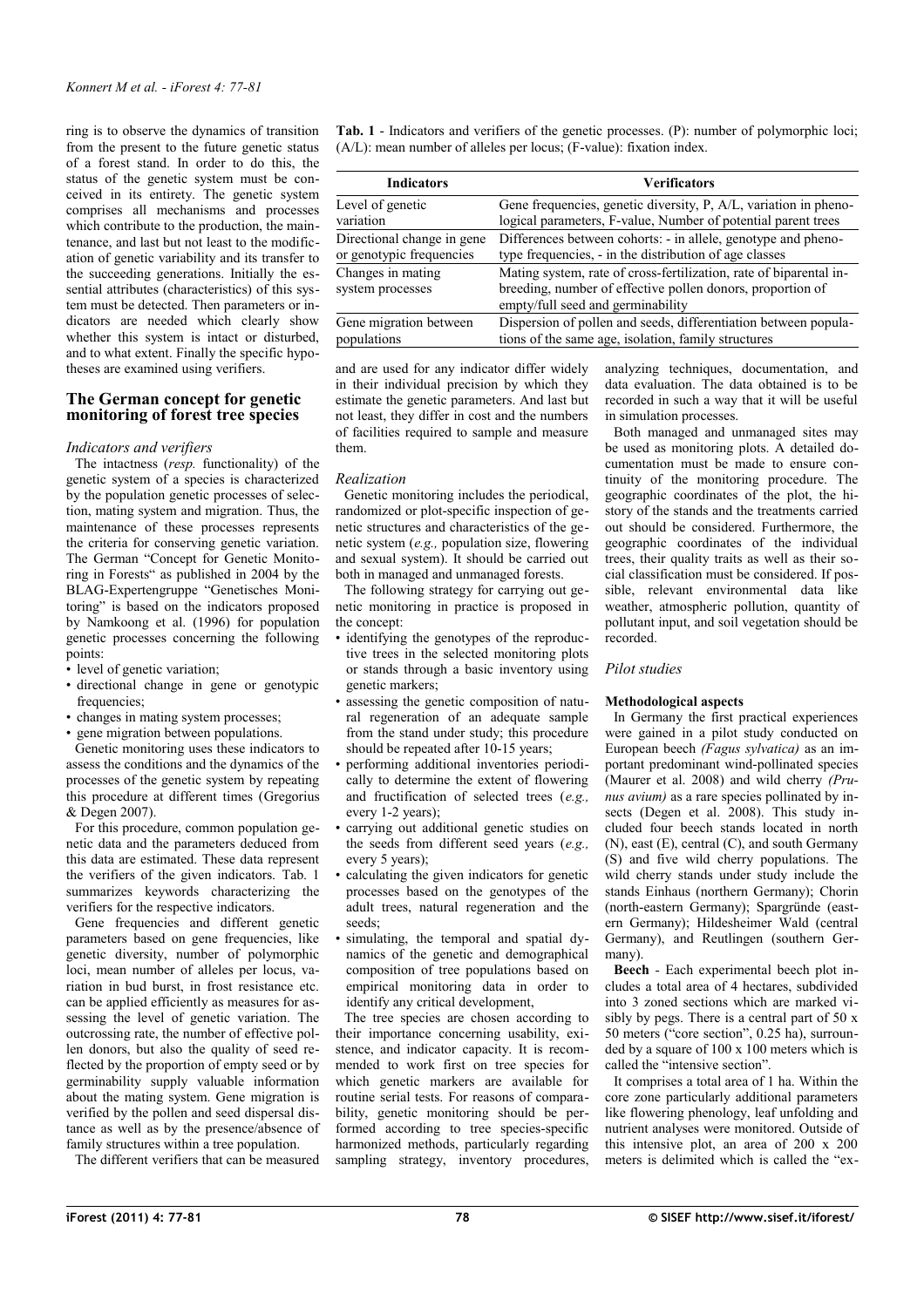ring is to observe the dynamics of transition from the present to the future genetic status of a forest stand. In order to do this, the status of the genetic system must be conceived in its entirety. The genetic system comprises all mechanisms and processes which contribute to the production, the maintenance, and last but not least to the modification of genetic variability and its transfer to the succeeding generations. Initially the essential attributes (characteristics) of this system must be detected. Then parameters or indicators are needed which clearly show whether this system is intact or disturbed, and to what extent. Finally the specific hypotheses are examined using verifiers.

## The German concept for genetic monitoring of forest tree species

### *Indicators and verifiers*

The intactness (*resp.* functionality) of the genetic system of a species is characterized by the population genetic processes of selection, mating system and migration. Thus, the maintenance of these processes represents the criteria for conserving genetic variation. The German "Concept for Genetic Monitoring in Forests" as published in 2004 by the BLAG-Expertengruppe "Genetisches Monitoring" is based on the indicators proposed by Namkoong et al. (1996) for population genetic processes concerning the following points:

- level of genetic variation;
- directional change in gene or genotypic frequencies;
- changes in mating system processes;
- gene migration between populations.

Genetic monitoring uses these indicators to assess the conditions and the dynamics of the processes of the genetic system by repeating this procedure at different times (Gregorius & Degen 2007).

For this procedure, common population genetic data and the parameters deduced from this data are estimated. These data represent the verifiers of the given indicators. Tab. 1 summarizes keywords characterizing the verifiers for the respective indicators.

Gene frequencies and different genetic parameters based on gene frequencies, like genetic diversity, number of polymorphic loci, mean number of alleles per locus, variation in bud burst, in frost resistance etc. can be applied efficiently as measures for assessing the level of genetic variation. The outcrossing rate, the number of effective pollen donors, but also the quality of seed reflected by the proportion of empty seed or by germinability supply valuable information about the mating system. Gene migration is verified by the pollen and seed dispersal distance as well as by the presence/absence of family structures within a tree population.

The different verifiers that can be measured and are used for any indicator differ widely in their individual precision by which they estimate the genetic parameters. And last but not least, they differ in cost and the numbers of facilities required to sample and measure them.

**Tab. 1** - Indicators and verifiers of the genetic processes. (P): number of polymorphic loci; (A/L): mean number of alleles per locus; (F-value): fixation index.

| Indicators | Verificators |
|---|---|
| Level of genetic variation | Gene frequencies, genetic diversity, P, A/L, variation in phenological parameters, F-value, Number of potential parent trees |
| Directional change in gene or genotypic frequencies | Differences between cohorts: - in allele, genotype and phenotype frequencies, - in the distribution of age classes |
| Changes in mating system processes | Mating system, rate of cross-fertilization, rate of biparental inbreeding, number of effective pollen donors, proportion of empty/full seed and germinability |
| Gene migration between populations | Dispersion of pollen and seeds, differentiation between populations of the same age, isolation, family structures |

### *Realization*

Genetic monitoring includes the periodical, randomized or plot-specific inspection of genetic structures and characteristics of the genetic system (*e.g.,* population size, flowering and sexual system). It should be carried out both in managed and unmanaged forests.

The following strategy for carrying out genetic monitoring in practice is proposed in the concept:

- identifying the genotypes of the reproductive trees in the selected monitoring plots or stands through a basic inventory using genetic markers;
- assessing the genetic composition of natural regeneration of an adequate sample from the stand under study; this procedure should be repeated after 10-15 years;
- performing additional inventories periodically to determine the extent of flowering and fructification of selected trees (*e.g.,* every 1-2 years);
- carrying out additional genetic studies on the seeds from different seed years (*e.g.,* every 5 years);
- calculating the given indicators for genetic processes based on the genotypes of the adult trees, natural regeneration and the seeds;
- simulating, the temporal and spatial dynamics of the genetic and demographical composition of tree populations based on empirical monitoring data in order to identify any critical development,

The tree species are chosen according to their importance concerning usability, existence, and indicator capacity. It is recommended to work first on tree species for which genetic markers are available for routine serial tests. For reasons of comparability, genetic monitoring should be performed according to tree species-specific harmonized methods, particularly regarding sampling strategy, inventory procedures, analyzing techniques, documentation, and data evaluation. The data obtained is to be recorded in such a way that it will be useful in simulation processes.

Both managed and unmanaged sites may be used as monitoring plots. A detailed documentation must be made to ensure continuity of the monitoring procedure. The geographic coordinates of the plot, the history of the stands and the treatments carried out should be considered. Furthermore, the geographic coordinates of the individual trees, their quality traits as well as their social classification must be considered. If possible, relevant environmental data like weather, atmospheric pollution, quantity of pollutant input, and soil vegetation should be recorded.

### *Pilot studies*

#### Methodological aspects

In Germany the first practical experiences were gained in a pilot study conducted on European beech *(Fagus sylvatica)* as an important predominant wind-pollinated species (Maurer et al. 2008) and wild cherry *(Prunus avium)* as a rare species pollinated by insects (Degen et al. 2008). This study included four beech stands located in north (N), east (E), central (C), and south Germany (S) and five wild cherry populations. The wild cherry stands under study include the stands Einhaus (northern Germany); Chorin (north-eastern Germany); Spargründe (eastern Germany); Hildesheimer Wald (central Germany), and Reutlingen (southern Germany).

**Beech** - Each experimental beech plot includes a total area of 4 hectares, subdivided into 3 zoned sections which are marked visibly by pegs. There is a central part of 50 x 50 meters ("core section", 0.25 ha), surrounded by a square of 100 x 100 meters which is called the "intensive section".

It comprises a total area of 1 ha. Within the core zone particularly additional parameters like flowering phenology, leaf unfolding and nutrient analyses were monitored. Outside of this intensive plot, an area of 200 x 200 meters is delimited which is called the "ex-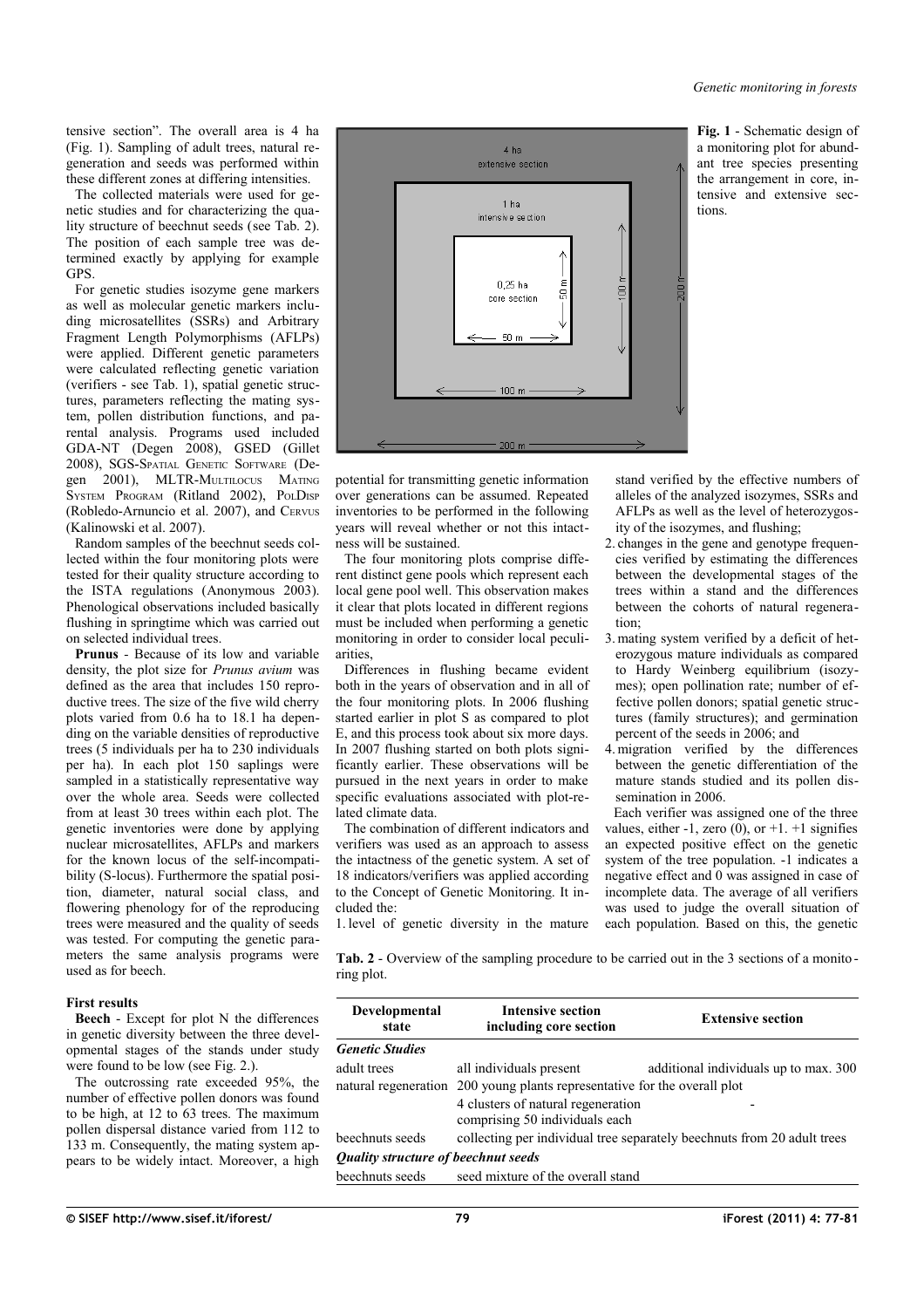tensive section". The overall area is 4 ha (Fig. 1). Sampling of adult trees, natural regeneration and seeds was performed within these different zones at differing intensities.

The collected materials were used for genetic studies and for characterizing the quality structure of beechnut seeds (see Tab. 2). The position of each sample tree was determined exactly by applying for example GPS.

For genetic studies isozyme gene markers as well as molecular genetic markers including microsatellites (SSRs) and Arbitrary Fragment Length Polymorphisms (AFLPs) were applied. Different genetic parameters were calculated reflecting genetic variation (verifiers - see Tab. 1), spatial genetic structures, parameters reflecting the mating system, pollen distribution functions, and parental analysis. Programs used included GDA-NT (Degen 2008), GSED (Gillet 2008), SGS-Spatial Genetic Software (Degen 2001), MLTR-Multilocus Mating System Program (Ritland 2002), PolDisp (Robledo-Arnuncio et al. 2007), and Cervus (Kalinowski et al. 2007).

Random samples of the beechnut seeds collected within the four monitoring plots were tested for their quality structure according to the ISTA regulations (Anonymous 2003). Phenological observations included basically flushing in springtime which was carried out on selected individual trees.

**Prunus** - Because of its low and variable density, the plot size for *Prunus avium* was defined as the area that includes 150 reproductive trees. The size of the five wild cherry plots varied from 0.6 ha to 18.1 ha depending on the variable densities of reproductive trees (5 individuals per ha to 230 individuals per ha). In each plot 150 saplings were sampled in a statistically representative way over the whole area. Seeds were collected from at least 30 trees within each plot. The genetic inventories were done by applying nuclear microsatellites, AFLPs and markers for the known locus of the self-incompatibility (S-locus). Furthermore the spatial position, diameter, natural social class, and flowering phenology for of the reproducing trees were measured and the quality of seeds was tested. For computing the genetic parameters the same analysis programs were used as for beech.

**Fig. 1** - Schematic design of a monitoring plot for abundant tree species presenting the arrangement in core, intensive and extensive sections.

### First results

**Beech** - Except for plot N the differences in genetic diversity between the three developmental stages of the stands under study were found to be low (see Fig. 2.).

The outcrossing rate exceeded 95%, the number of effective pollen donors was found to be high, at 12 to 63 trees. The maximum pollen dispersal distance varied from 112 to 133 m. Consequently, the mating system appears to be widely intact. Moreover, a high potential for transmitting genetic information over generations can be assumed. Repeated inventories to be performed in the following years will reveal whether or not this intactness will be sustained.

The four monitoring plots comprise different distinct gene pools which represent each local gene pool well. This observation makes it clear that plots located in different regions must be included when performing a genetic monitoring in order to consider local peculiarities,

Differences in flushing became evident both in the years of observation and in all of the four monitoring plots. In 2006 flushing started earlier in plot S as compared to plot E, and this process took about six more days. In 2007 flushing started on both plots significantly earlier. These observations will be pursued in the next years in order to make specific evaluations associated with plot-related climate data.

The combination of different indicators and verifiers was used as an approach to assess the intactness of the genetic system. A set of 18 indicators/verifiers was applied according to the Concept of Genetic Monitoring. It included the:

1. level of genetic diversity in the mature stand verified by the effective numbers of alleles of the analyzed isozymes, SSRs and AFLPs as well as the level of heterozygosity of the isozymes, and flushing;
2. changes in the gene and genotype frequencies verified by estimating the differences between the developmental stages of the trees within a stand and the differences between the cohorts of natural regeneration;
3. mating system verified by a deficit of heterozygous mature individuals as compared to Hardy Weinberg equilibrium (isozymes); open pollination rate; number of effective pollen donors; spatial genetic structures (family structures); and germination percent of the seeds in 2006; and
4. migration verified by the differences between the genetic differentiation of the mature stands studied and its pollen dissemination in 2006.

Each verifier was assigned one of the three values, either -1, zero (0), or +1. +1 signifies an expected positive effect on the genetic system of the tree population. -1 indicates a negative effect and 0 was assigned in case of incomplete data. The average of all verifiers was used to judge the overall situation of each population. Based on this, the genetic

**Tab. 2** - Overview of the sampling procedure to be carried out in the 3 sections of a monitoring plot.

| Developmental state | Intensive section including core section | Extensive section |
|---|---|---|
| *Genetic Studies* | | |
| adult trees | all individuals present | additional individuals up to max. 300 |
| natural regeneration | 200 young plants representative for the overall plot | |
| | 4 clusters of natural regeneration comprising 50 individuals each | - |
| beechnuts seeds | collecting per individual tree separately beechnuts from 20 adult trees | |
| *Quality structure of beechnut seeds* | | |
| beechnuts seeds | seed mixture of the overall stand | |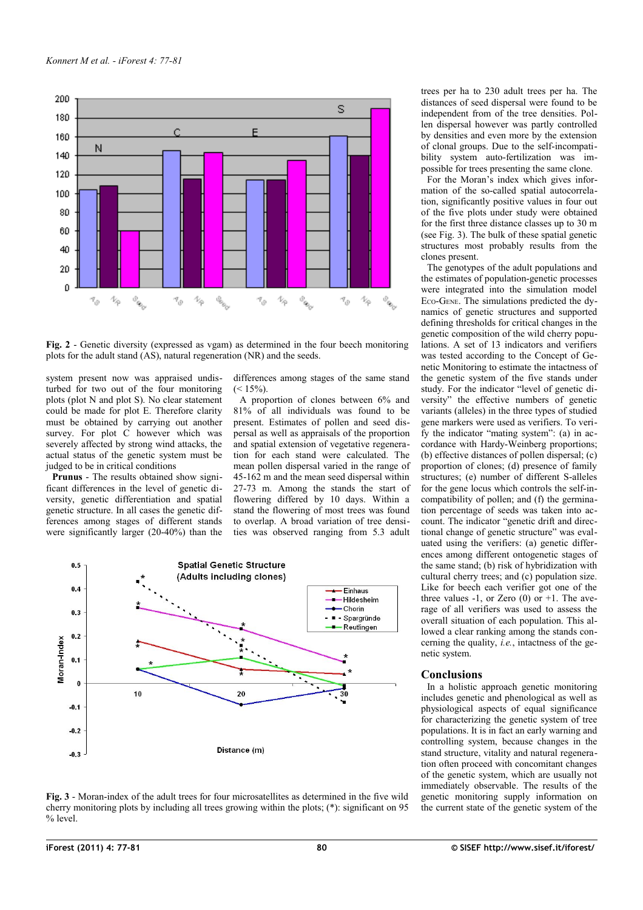Fig. 2 - Genetic diversity (expressed as vgam) as determined in the four beech monitoring plots for the adult stand (AS), natural regeneration (NR) and the seeds.

system present now was appraised undisturbed for two out of the four monitoring plots (plot N and plot S). No clear statement could be made for plot E. Therefore clarity must be obtained by carrying out another survey. For plot C however which was severely affected by strong wind attacks, the actual status of the genetic system must be judged to be in critical conditions

**Prunus** - The results obtained show significant differences in the level of genetic diversity, genetic differentiation and spatial genetic structure. In all cases the genetic differences among stages of different stands were significantly larger (20-40%) than the differences among stages of the same stand (< 15%).

A proportion of clones between 6% and 81% of all individuals was found to be present. Estimates of pollen and seed dispersal as well as appraisals of the proportion and spatial extension of vegetative regeneration for each stand were calculated. The mean pollen dispersal varied in the range of 45-162 m and the mean seed dispersal within 27-73 m. Among the stands the start of flowering differed by 10 days. Within a stand the flowering of most trees was found to overlap. A broad variation of tree densities was observed ranging from 5.3 adult trees per ha to 230 adult trees per ha. The distances of seed dispersal were found to be independent from of the tree densities. Pollen dispersal however was partly controlled by densities and even more by the extension of clonal groups. Due to the self-incompatibility system auto-fertilization was impossible for trees presenting the same clone.

For the Moran's index which gives information of the so-called spatial autocorrelation, significantly positive values in four out of the five plots under study were obtained for the first three distance classes up to 30 m (see Fig. 3). The bulk of these spatial genetic structures most probably results from the clones present.

The genotypes of the adult populations and the estimates of population-genetic processes were integrated into the simulation model Eco-Gene. The simulations predicted the dynamics of genetic structures and supported defining thresholds for critical changes in the genetic composition of the wild cherry populations. A set of 13 indicators and verifiers was tested according to the Concept of Genetic Monitoring to estimate the intactness of the genetic system of the five stands under study. For the indicator "level of genetic diversity" the effective numbers of genetic variants (alleles) in the three types of studied gene markers were used as verifiers. To verify the indicator "mating system": (a) in accordance with Hardy-Weinberg proportions; (b) effective distances of pollen dispersal; (c) proportion of clones; (d) presence of family structures; (e) number of different S-alleles for the gene locus which controls the self-incompatibility of pollen; and (f) the germination percentage of seeds was taken into account. The indicator "genetic drift and directional change of genetic structure" was evaluated using the verifiers: (a) genetic differences among different ontogenetic stages of the same stand; (b) risk of hybridization with cultural cherry trees; and (c) population size. Like for beech each verifier got one of the three values -1, or Zero (0) or +1. The average of all verifiers was used to assess the overall situation of each population. This allowed a clear ranking among the stands concerning the quality, *i.e.*, intactness of the genetic system.

Fig. 3 - Moran-index of the adult trees for four microsatellites as determined in the five wild cherry monitoring plots by including all trees growing within the plots; (*): significant on 95 % level.

## Conclusions

In a holistic approach genetic monitoring includes genetic and phenological as well as physiological aspects of equal significance for characterizing the genetic system of tree populations. It is in fact an early warning and controlling system, because changes in the stand structure, vitality and natural regeneration often proceed with concomitant changes of the genetic system, which are usually not immediately observable. The results of the genetic monitoring supply information on the current state of the genetic system of the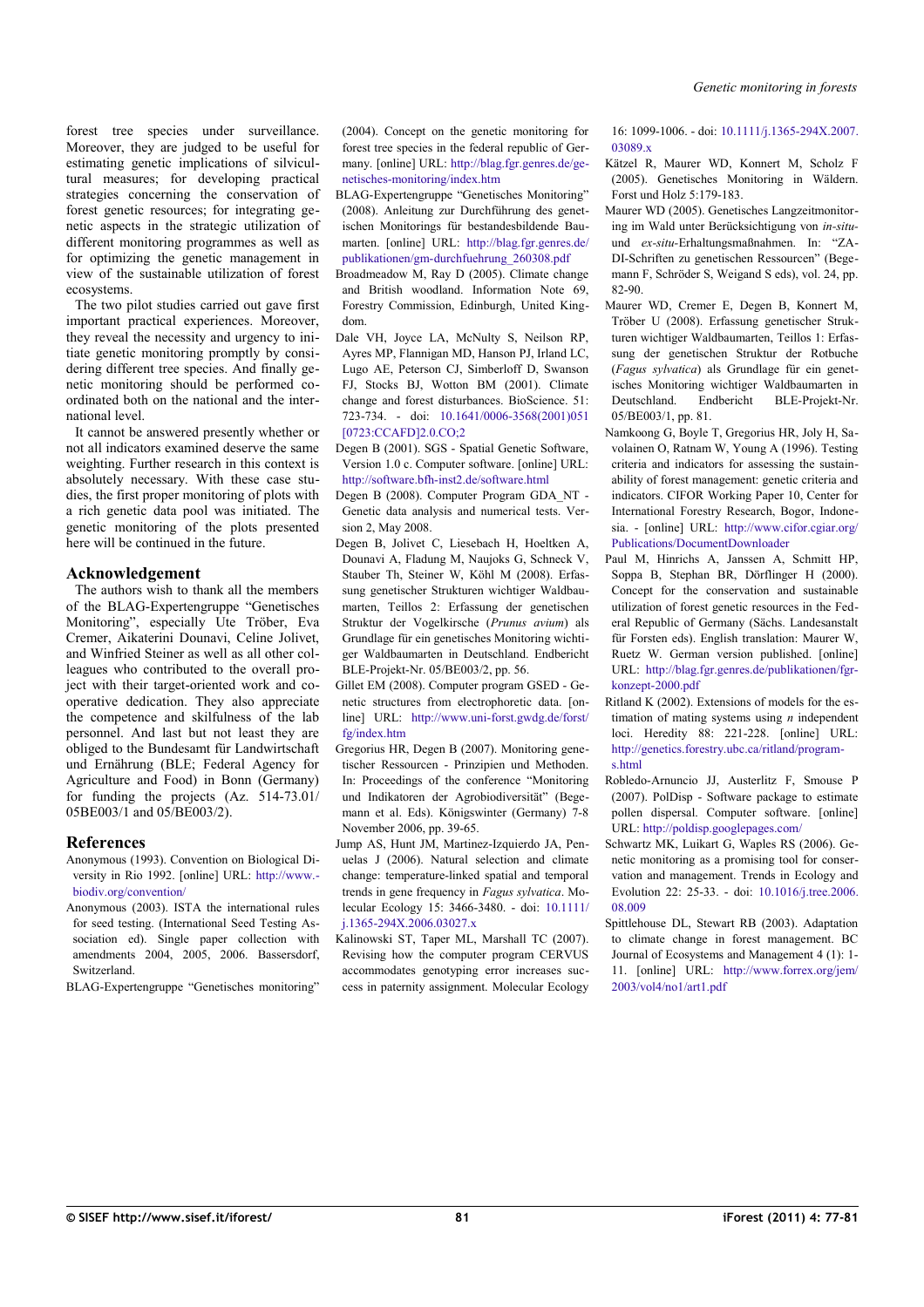forest tree species under surveillance. Moreover, they are judged to be useful for estimating genetic implications of silvicultural measures; for developing practical strategies concerning the conservation of forest genetic resources; for integrating genetic aspects in the strategic utilization of different monitoring programmes as well as for optimizing the genetic management in view of the sustainable utilization of forest ecosystems.

The two pilot studies carried out gave first important practical experiences. Moreover, they reveal the necessity and urgency to initiate genetic monitoring promptly by considering different tree species. And finally genetic monitoring should be performed coordinated both on the national and the international level.

It cannot be answered presently whether or not all indicators examined deserve the same weighting. Further research in this context is absolutely necessary. With these case studies, the first proper monitoring of plots with a rich genetic data pool was initiated. The genetic monitoring of the plots presented here will be continued in the future.

## Acknowledgement

The authors wish to thank all the members of the BLAG-Expertengruppe "Genetisches Monitoring", especially Ute Tröber, Eva Cremer, Aikaterini Dounavi, Celine Jolivet, and Winfried Steiner as well as all other colleagues who contributed to the overall project with their target-oriented work and cooperative dedication. They also appreciate the competence and skilfulness of the lab personnel. And last but not least they are obliged to the Bundesamt für Landwirtschaft und Ernährung (BLE; Federal Agency for Agriculture and Food) in Bonn (Germany) for funding the projects (Az. 514-73.01/ 05BE003/1 and 05/BE003/2).

## References

Anonymous (1993). Convention on Biological Diversity in Rio 1992. [online] URL: http://www.biodiv.org/convention/

Anonymous (2003). ISTA the international rules for seed testing. (International Seed Testing Association ed). Single paper collection with amendments 2004, 2005, 2006. Bassersdorf, Switzerland.

BLAG-Expertengruppe "Genetisches monitoring" (2004). Concept on the genetic monitoring for forest tree species in the federal republic of Germany. [online] URL: http://blag.fgr.genres.de/genetisches-monitoring/index.htm

BLAG-Expertengruppe "Genetisches Monitoring" (2008). Anleitung zur Durchführung des genetischen Monitorings für bestandesbildende Baumarten. [online] URL: http://blag.fgr.genres.de/publikationen/gm-durchfuehrung_260308.pdf

Broadmeadow M, Ray D (2005). Climate change and British woodland. Information Note 69, Forestry Commission, Edinburgh, United Kingdom.

Dale VH, Joyce LA, McNulty S, Neilson RP, Ayres MP, Flannigan MD, Hanson PJ, Irland LC, Lugo AE, Peterson CJ, Simberloff D, Swanson FJ, Stocks BJ, Wotton BM (2001). Climate change and forest disturbances. BioScience. 51: 723-734. - doi: 10.1641/0006-3568(2001)051[0723:CCAFD]2.0.CO;2

Degen B (2001). SGS - Spatial Genetic Software, Version 1.0 c. Computer software. [online] URL: http://software.bfh-inst2.de/software.html

Degen B (2008). Computer Program GDA_NT - Genetic data analysis and numerical tests. Version 2, May 2008.

Degen B, Jolivet C, Liesebach H, Hoeltken A, Dounavi A, Fladung M, Naujoks G, Schneck V, Stauber Th, Steiner W, Köhl M (2008). Erfassung genetischer Strukturen wichtiger Waldbaumarten, Teillos 2: Erfassung der genetischen Struktur der Vogelkirsche (*Prunus avium*) als Grundlage für ein genetisches Monitoring wichtiger Waldbaumarten in Deutschland. Endbericht BLE-Projekt-Nr. 05/BE003/2, pp. 56.

Gillet EM (2008). Computer program GSED - Genetic structures from electrophoretic data. [online] URL: http://www.uni-forst.gwdg.de/forst/fg/index.htm

Gregorius HR, Degen B (2007). Monitoring genetischer Ressourcen - Prinzipien und Methoden. In: Proceedings of the conference "Monitoring und Indikatoren der Agrobiodiversität" (Begemann et al. Eds). Königswinter (Germany) 7-8 November 2006, pp. 39-65.

Jump AS, Hunt JM, Martinez-Izquierdo JA, Penuelas J (2006). Natural selection and climate change: temperature-linked spatial and temporal trends in gene frequency in *Fagus sylvatica*. Molecular Ecology 15: 3466-3480. - doi: 10.1111/j.1365-294X.2006.03027.x

Kalinowski ST, Taper ML, Marshall TC (2007). Revising how the computer program CERVUS accommodates genotyping error increases success in paternity assignment. Molecular Ecology 16: 1099-1006. - doi: 10.1111/j.1365-294X.2007.03089.x

Kätzel R, Maurer WD, Konnert M, Scholz F (2005). Genetisches Monitoring in Wäldern. Forst und Holz 5:179-183.

Maurer WD (2005). Genetisches Langzeitmonitoring im Wald unter Berücksichtigung von *in-situ*- und *ex-situ*-Erhaltungsmaßnahmen. In: "ZADI-Schriften zu genetischen Ressourcen" (Begemann F, Schröder S, Weigand S eds), vol. 24, pp. 82-90.

Maurer WD, Cremer E, Degen B, Konnert M, Tröber U (2008). Erfassung genetischer Strukturen wichtiger Waldbaumarten, Teillos 1: Erfassung der genetischen Struktur der Rotbuche (*Fagus sylvatica*) als Grundlage für ein genetisches Monitoring wichtiger Waldbaumarten in Deutschland. Endbericht BLE-Projekt-Nr. 05/BE003/1, pp. 81.

Namkoong G, Boyle T, Gregorius HR, Joly H, Savolainen O, Ratnam W, Young A (1996). Testing criteria and indicators for assessing the sustainability of forest management: genetic criteria and indicators. CIFOR Working Paper 10, Center for International Forestry Research, Bogor, Indonesia. - [online] URL: http://www.cifor.cgiar.org/Publications/DocumentDownloader

Paul M, Hinrichs A, Janssen A, Schmitt HP, Soppa B, Stephan BR, Dörflinger H (2000). Concept for the conservation and sustainable utilization of forest genetic resources in the Federal Republic of Germany (Sächs. Landesanstalt für Forsten eds). English translation: Maurer W, Ruetz W. German version published. [online] URL: http://blag.fgr.genres.de/publikationen/fgr-konzept-2000.pdf

Ritland K (2002). Extensions of models for the estimation of mating systems using *n* independent loci. Heredity 88: 221-228. [online] URL: http://genetics.forestry.ubc.ca/ritland/programs.html

Robledo-Arnuncio JJ, Austerlitz F, Smouse P (2007). PolDisp - Software package to estimate pollen dispersal. Computer software. [online] URL: http://poldisp.googlepages.com/

Schwartz MK, Luikart G, Waples RS (2006). Genetic monitoring as a promising tool for conservation and management. Trends in Ecology and Evolution 22: 25-33. - doi: 10.1016/j.tree.2006.08.009

Spittlehouse DL, Stewart RB (2003). Adaptation to climate change in forest management. BC Journal of Ecosystems and Management 4 (1): 1-11. [online] URL: http://www.forrex.org/jem/2003/vol4/no1/art1.pdf